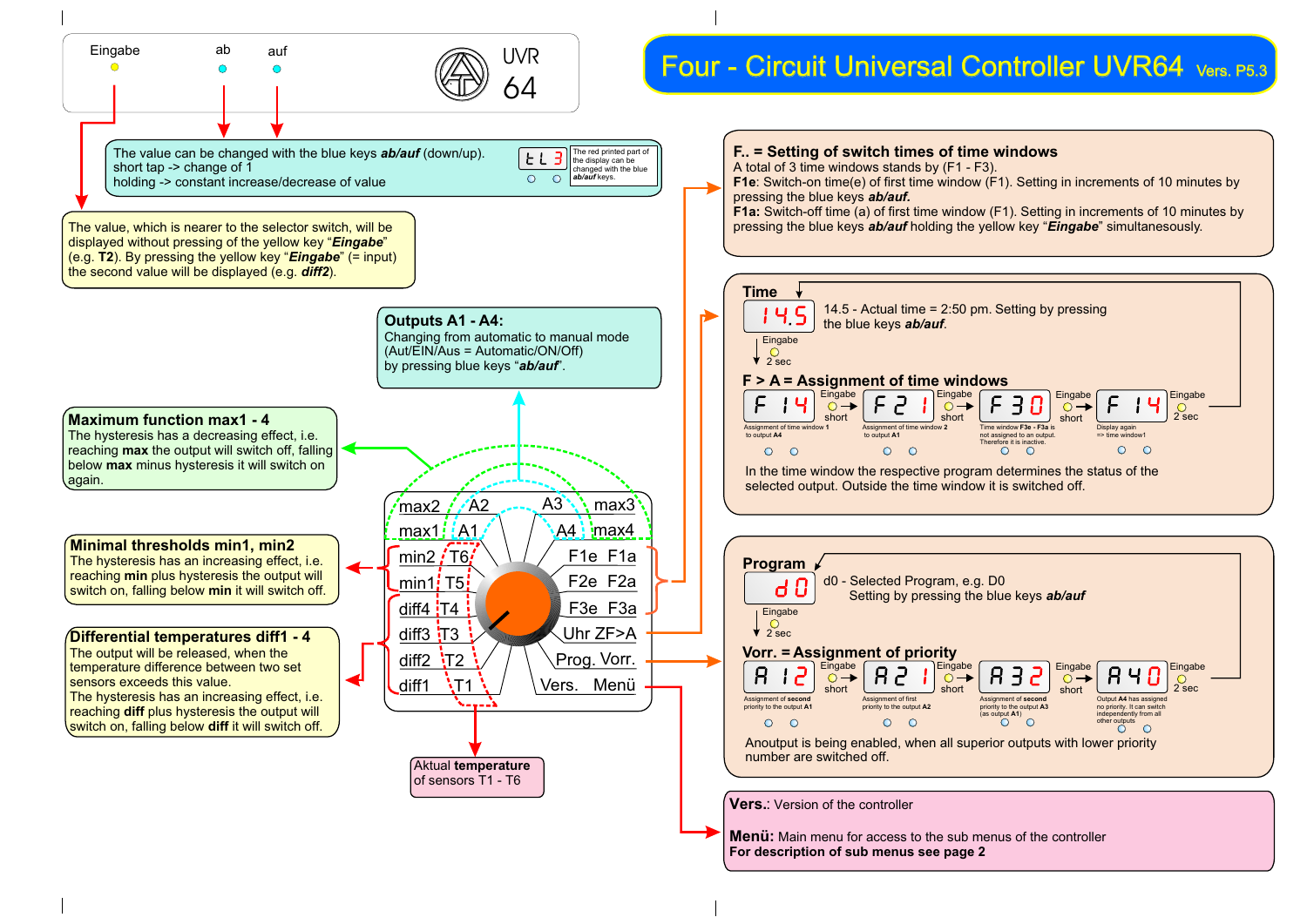# Four - Circuit Universal Controller UVR64 Vers. P5.3

Eingabe ab auf

UVR 64

The value can be changed with the blue keys ***ab/auf*** (down/up).
short tap -> change of 1
holding -> constant increase/decrease of value

tL3 — The red printed part of the display can be changed with the blue ***ab/auf*** keys.

The value, which is nearer to the selector switch, will be displayed without pressing of the yellow key "***Eingabe***" (e.g. **T2**). By pressing the yellow key "***Eingabe***" (= input) the second value will be displayed (e.g. ***diff2***).

**Outputs A1 - A4:**
Changing from automatic to manual mode (Aut/EIN/Aus = Automatic/ON/Off) by pressing blue keys "***ab/auf***".

**Maximum function max1 - 4**
The hysteresis has a decreasing effect, i.e. reaching **max** the output will switch off, falling below **max** minus hysteresis it will switch on again.

**Minimal thresholds min1, min2**
The hysteresis has an increasing effect, i.e. reaching **min** plus hysteresis the output will switch on, falling below **min** it will switch off.

**Differential temperatures diff1 - 4**
The output will be released, when the temperature difference between two set sensors exceeds this value.
The hysteresis has an increasing effect, i.e. reaching **diff** plus hysteresis the output will switch on, falling below **diff** it will switch off.

Selector switch positions: max2 A2 A3 max3 | max1 A1 A4 max4 | min2 T6 | min1 T5 | diff4 T4 | diff3 T3 | diff2 T2 | diff1 T1 | F1e F1a | F2e F2a | F3e F3a | Uhr ZF>A | Prog. Vorr. | Vers. Menü

Aktual **temperature** of sensors T1 - T6

## F.. = Setting of switch times of time windows

A total of 3 time windows stands by (F1 - F3).
**F1e**: Switch-on time(e) of first time window (F1). Setting in increments of 10 minutes by pressing the blue keys ***ab/auf.***
**F1a:** Switch-off time (a) of first time window (F1). Setting in increments of 10 minutes by pressing the blue keys ***ab/auf*** holding the yellow key "***Eingabe***" simultanesously.

## Time

14.5 - Actual time = 2:50 pm. Setting by pressing the blue keys ***ab/auf***.

Eingabe 2 sec

## F > A = Assignment of time windows

- F 14 — Assignment of time window **1** to output **A4** — Eingabe short
- F 21 — Assignment of time window **2** to output **A1** — Eingabe short
- F 30 — Time window **F3e - F3a** is not assigned to an output. Therefore it is inactive. — Eingabe short
- F 14 — Display again => time window1 — Eingabe 2 sec

In the time window the respective program determines the status of the selected output. Outside the time window it is switched off.

## Program

d0 - Selected Program, e.g. D0
Setting by pressing the blue keys ***ab/auf***

Eingabe 2 sec

## Vorr. = Assignment of priority

- A 12 — Assignment of **second** priority to the output **A1** — Eingabe short
- A 21 — Assignment of first priority to the output **A2** — Eingabe short
- A 32 — Assignment of **second** priority to the output **A3** (as output **A1**) — Eingabe short
- A 40 — Output **A4** has assigned no priority. It can switch independently from all other outputs — Eingabe 2 sec

Anoutput is being enabled, when all superior outputs with lower priority number are switched off.

**Vers.**: Version of the controller

**Menü:** Main menu for access to the sub menus of the controller
**For description of sub menus see page 2**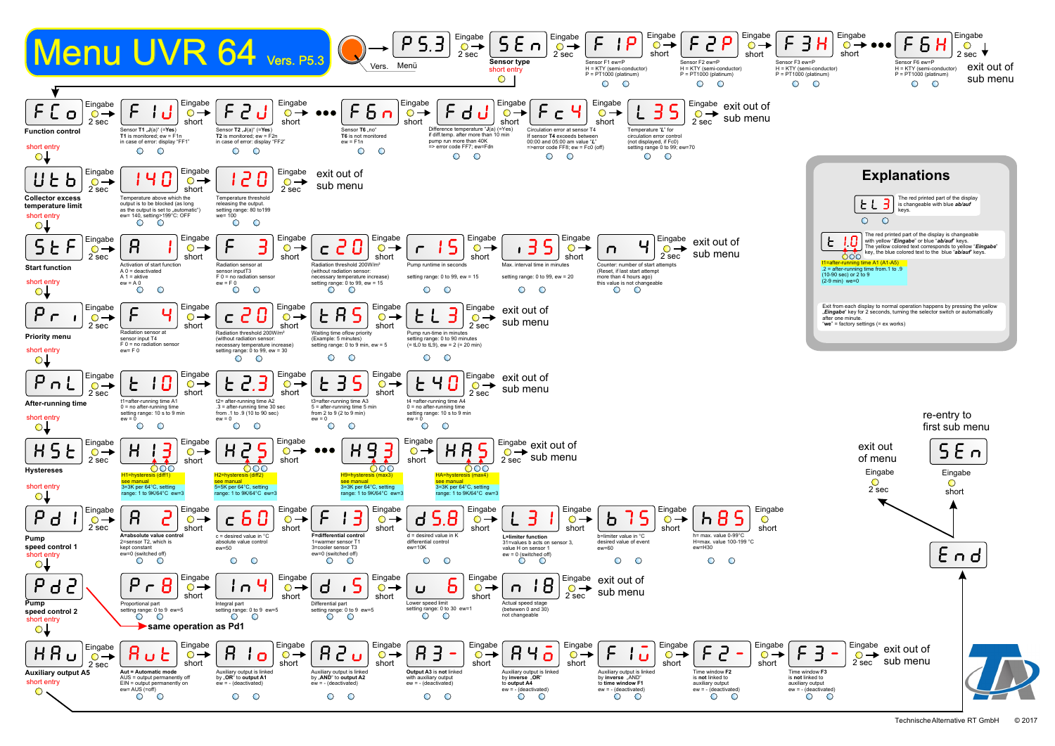# Menu UVR 64 Vers. P5.3

Vers. — Menu

**P5.3** → Eingabe 2 sec → **SEn** (Sensor type, short entry) → Eingabe 2 sec → **F1P** → Eingabe short → **F2P** → Eingabe short → **F3H** → Eingabe short → ••• → **F6H** → Eingabe 2 sec → exit out of sub menu

- F1P: Sensor F1 ew=P; H = KTY (semi-conductor); P = PT1000 (platinum)
- F2P: Sensor F2 ew=P; H = KTY (semi-conductor); P = PT1000 (platinum)
- F3H: Sensor F3 ew=P; H = KTY (semi-conductor); P = PT1000 (platinum)
- F6H: Sensor F6 ew=P; H = KTY (semi-conductor); P = PT1000 (platinum)

## Function control — FCo (short entry)

**FCo** → Eingabe 2 sec → **F1J** → Eingabe short → **F2J** → Eingabe short → ••• → **F6n** → Eingabe short → **FdJ** → Eingabe short → **Fc4** → Eingabe short → **L35** → Eingabe 2 sec → exit out of sub menu

- F1J: Sensor T1 „J(a)“ (=Yes); T1 is monitored; ew = F1n; in case of error: display "FF1"
- F2J: Sensor T2 „J(a)“ (=Yes); T2 is monitored; ew = F2n; in case of error: display "FF2"
- F6n: Sensor T6 „no“; T6 is not monitored; ew = F1n
- FdJ: Difference temperature "J(a) (=Yes); if diff.temp. after more than 10 min pump run more than 40K => error code FF7; ew=Fdn
- Fc4: Circulation error at sensor T4; if sensor T4 exceeds between 00:00 and 05:00 am value "L" =>error code FF8; ew = Fc0 (off)
- L35: Temperature "L" for circulation error control (not displayed, if Fc0); setting range 0 to 99; ew=70

## Collector excess temperature limit — Utb (short entry)

**Utb** → Eingabe 2 sec → **140** → Eingabe short → **120** → Eingabe 2 sec → exit out of sub menu

- 140: Temperature above which the output is to be blocked (as long as the output is set to „automatic“); ew= 140, setting>199°C: OFF
- 120: Temperature threshold releasing the output. setting range: 80 to199; we= 100

## Start function — StF (short entry)

**StF** → Eingabe 2 sec → **A 1** → Eingabe short → **F 3** → Eingabe short → **c20** → Eingabe short → **r15** → Eingabe short → **i35** → Eingabe short → **n 4** → Eingabe 2 sec → exit out of sub menu

- A 1: Activation of start function; A 0 = deactivated; A 1 = aktive; ew = A 0
- F 3: Radiation sensor at sensor inputT3; F 0 = no radiation sensor; ew = F 0
- c20: Radiation threshold 200W/m² (without radiation sensor: necessary temperature increase) setting range: 0 to 99, ew = 15
- r15: Pump runtime in seconds; setting range: 0 to 99, ew = 15
- i35: Max. interval time in minutes; setting range: 0 to 99, ew = 20
- n 4: Counter: number of start attempts (Reset, if last start attempt more than 4 hours ago) this value is not changeable

## Priority menu — Pri (short entry)

**Pri** → Eingabe 2 sec → **F 4** → Eingabe short → **c20** → Eingabe short → **tAS** → Eingabe short → **tL3** → Eingabe 2 sec → exit out of sub menu

- F 4: Radiation sensor at sensor input T4; F 0 = no radiation sensor; ew= F 0
- c20: Radiation threshold 200W/m² (without radiation sensor: necessary temperature increase) setting range: 0 to 99, ew = 30
- tAS: Waiting time allow priority (Example: 5 minutes) setting range: 0 to 9 min, ew = 5
- tL3: Pump run-time in minutes; setting range: 0 to 90 minutes (= tL0 to tL9), ew = 2 (= 20 min)

## After-running time — PnL (short entry)

**PnL** → Eingabe 2 sec → **t10** → Eingabe short → **t2.3** → Eingabe short → **t35** → Eingabe short → **t40** → Eingabe 2 sec → exit out of sub menu

- t10: t1=after-running time A1; 0 = no after-running time; setting range: 10 s to 9 min; ew = 0
- t2.3: t2= after-running time A2; .3 = after-running time 30 sec; from .1 to .9 (10 to 90 sec); ew = 0
- t35: t3=after-running time A3; 5 = after-running time 5 min; from 2 to 9 (2 to 9 min); ew = 0
- t40: t4 =after-running time A4; 0 = no after-running time; setting range: 10 s to 9 min; ew = 0

## Hystereses — HSt (short entry)

**HSt** → Eingabe 2 sec → **H13** → Eingabe short → **H25** → Eingabe short → ••• → **H93** → Eingabe short → **HA5** → Eingabe 2 sec → exit out of sub menu

- H13: H1=hysteresis (diff1) see manual; 3=3K per 64°C, setting range: 1 to 9K/64°C ew=3
- H25: H2=hysteresis (diff2) see manual; 5=5K per 64°C, setting range: 1 to 9K/64°C ew=3
- H93: H9=hysteresis (max3) see manual; 3=3K per 64°C, setting range: 1 to 9K/64°C ew=3
- HA5: HA=hysteresis (max4) see manual; 3=3K per 64°C, setting range: 1 to 9K/64°C ew=3

## Pump speed control 1 — Pd1 (short entry)

**Pd1** → Eingabe 2 sec → **A 2** → Eingabe short → **c60** → Eingabe short → **F13** → Eingabe short → **d5.8** → Eingabe short → **L31** → Eingabe short → **b75** → Eingabe short → **h85** → Eingabe short

- A 2: A=absolute value control; 2=sensor T2, which is kept constant; ew=0 (switched off)
- c60: c = desired value in °C absolute value control; ew=50
- F13: F=differential control; 1=warmer sensor T1; 3=cooler sensor T3; ew=0 (switched off)
- d5.8: d = desired value in K differential control; ew=10K
- L31: L=limiter function; 31=values b acts on sensor 3, value H on sensor 1; ew = 0 (switched off)
- b75: b=limiter value in °C desired value of event; ew=60
- h85: h= max. value 0-99°C; H=max. value 100-199 °C; ew=H30

## Pump speed control 2 — Pd2 (short entry)

**Pd2** → same operation as Pd1

**Pr8** → Eingabe short → **In4** → Eingabe short → **di5** → Eingabe short → **u 6** → Eingabe short → **n18** → Eingabe 2 sec → exit out of sub menu

- Pr8: Proportional part; setting range: 0 to 9 ew=5
- In4: Integral part; setting range: 0 to 9 ew=5
- di5: Differential part; setting range: 0 to 9 ew=5
- u 6: Lower speed limit; setting range: 0 to 30 ew=1
- n18: Actual speed stage (between 0 and 30); not changeable

## Auxiliary output A5 — HAu (short entry)

**HAu** → Eingabe 2 sec → **Aut** → Eingabe short → **A1o** → Eingabe short → **A2u** → Eingabe short → **A3-** → Eingabe short → **A4ō** → Eingabe short → **F1u** → Eingabe short → **F2-** → Eingabe short → **F3-** → Eingabe 2 sec → exit out of sub menu

- Aut: Aut = Automatic mode; AUS = output permanently off; EIN = output permanently on; ew= AUS (=off)
- A1o: Auxiliary output is linked by „OR“ to output A1; ew = - (deactivated)
- A2u: Auxiliary output is linked by „AND“ to output A2; ew = - (deactivated)
- A3-: Output A3 is not linked with auxiliary output; ew = - (deactivated)
- A4ō: Auxiliary output is linked by inverse „OR“ to output A4; ew = - (deactivated)
- F1u: Auxiliary output is linked by inverse „AND“ to time window F1; ew = - (deactivated)
- F2-: Time window F2 is not linked to auxiliary output; ew = - (deactivated)
- F3-: Time window F3 is not linked to auxiliary output; ew = - (deactivated)

**End** — Eingabe 2 sec: exit out of menu; Eingabe short: re-entry to first sub menu (SEn)

## Explanations

**tL3**: The red printed part of the display is changeable with blue *ab/auf* keys.

**t1.0**: The red printed part of the display is changeable with yellow "*Eingabe*" or blue "*ab/auf*" keys. The yellow colored text corresponds to yellow "*Eingabe*" key, the blue colored text to the blue "*ab/auf*" keys.
t1=after-running time A1 (A1-A5)
.2 = after-running time from.1 to .9 (10-90 sec) or 2 to 9 (2-9 min) we=0

Exit from each display to normal operation happens by pressing the yellow „*Eingabe*“ key for 2 seconds, turning the selector switch or automatically after one minute.
"**we**" = factory settings (= ex works)

Technische Alternative RT GmbH © 2017